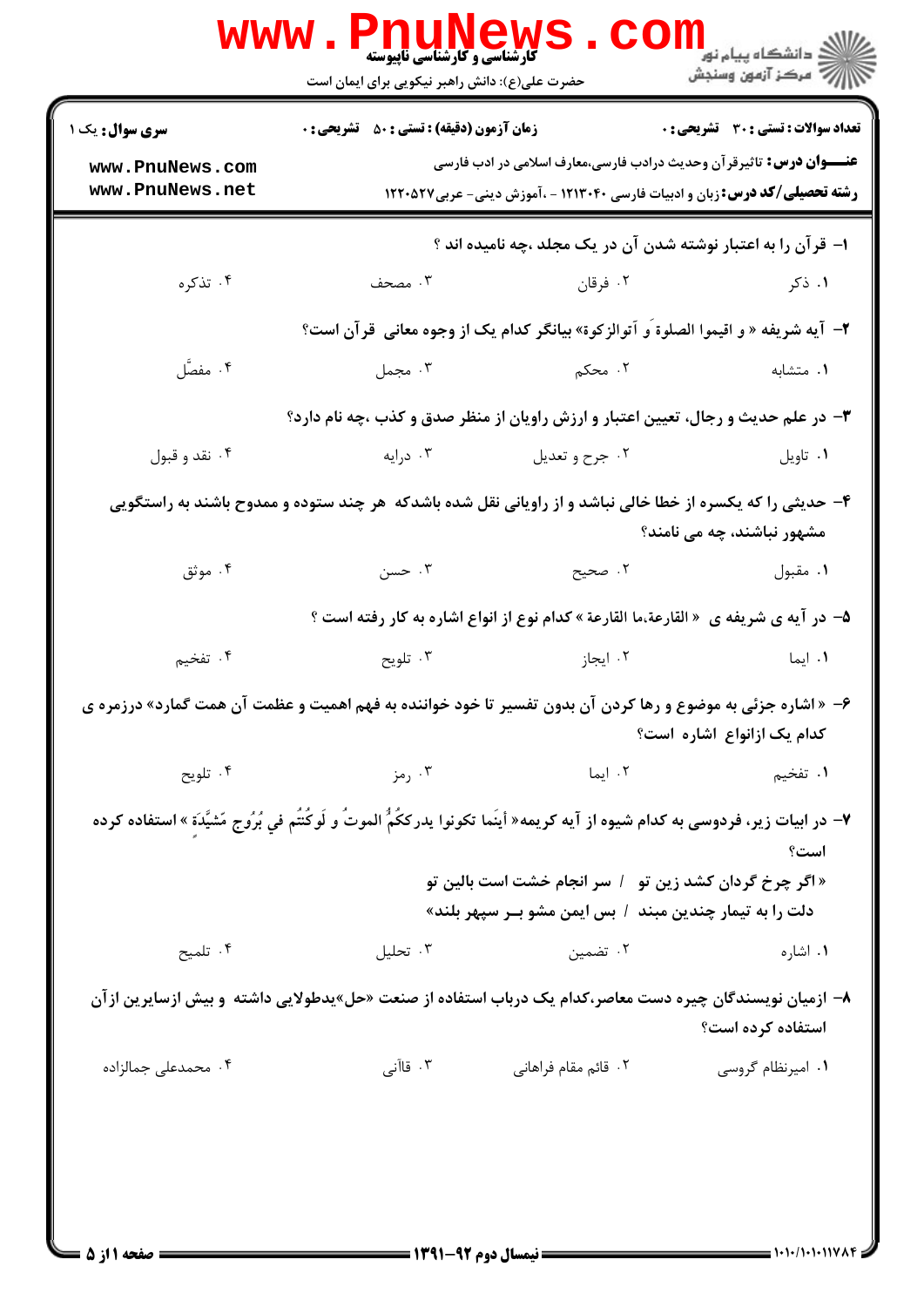کارشناسی و کارشناسی ناپیوسته

حضرت علی(ع): دانش راهبر نیکویی برای ایمان است

دانشگاه پیام نور
مرکز آزمون وسنجش

**سری سوال:** یک ۱ | **زمان آزمون (دقیقه) : تستی :** ۵۰ **تشریحی :** ۰ | **تعداد سوالات : تستی :** ۳۰ **تشریحی :** ۰

**عنـــوان درس:** تاثیرقرآن وحدیث درادب فارسی،معارف اسلامی در ادب فارسی

**رشته تحصیلی/کد درس:** زبان و ادبیات فارسی ۱۲۱۳۰۴۰ - ،آموزش دینی- عربی۱۲۲۰۵۲۷

۱- قرآن را به اعتبار نوشته شدن آن در یک مجلد ،چه نامیده اند ؟

۱. ذکر ۲. فرقان ۳. مصحف ۴. تذکره

۲- آیه شریفه « و اقیموا الصلوةَ و آتوالزکوة» بیانگر کدام یک از وجوه معانی قرآن است؟

۱. متشابه ۲. محکم ۳. مجمل ۴. مفصَّل

۳- در علم حدیث و رجال، تعیین اعتبار و ارزش راویان از منظر صدق و کذب ،چه نام دارد؟

۱. تاویل ۲. جرح و تعدیل ۳. درایه ۴. نقد و قبول

۴- حدیثی را که یکسره از خطا خالی نباشد و از راویانی نقل شده باشدکه هر چند ستوده و ممدوح باشند به راستگویی مشهور نباشند، چه می نامند؟

۱. مقبول ۲. صحیح ۳. حسن ۴. موثق

۵- در آیه ی شریفه ی « القارعة،ما القارعة » کدام نوع از انواع اشاره به کار رفته است ؟

۱. ایما ۲. ایجاز ۳. تلویح ۴. تفخیم

۶- « اشاره جزئی به موضوع و رها کردن آن بدون تفسیر تا خود خواننده به فهم اهمیت و عظمت آن همت گمارد» درزمره ی کدام یک ازانواع اشاره است؟

۱. تفخیم ۲. ایما ۳. رمز ۴. تلویح

۷- در ابیات زیر، فردوسی به کدام شیوه از آیه کریمه« أینَما تکونوا یدرککُمُ الموتُ و لَوکُنتُم في بُرُوجٍ مَشیَّدَةٍ » استفاده کرده است؟

« اگر چرخ گردان کشد زین تو / سر انجام خشت است بالین تو
دلت را به تیمار چندین مبند / بس ایمن مشو بـر سپهر بلند»

۱. اشاره ۲. تضمین ۳. تحلیل ۴. تلمیح

۸- ازمیان نویسندگان چیره دست معاصر،کدام یک درباب استفاده از صنعت «حل»یدطولایی داشته و بیش ازسایرین ازآن استفاده کرده است؟

۱. امیرنظام گروسی ۲. قائم مقام فراهانی ۳. قاآنی ۴. محمدعلی جمالزاده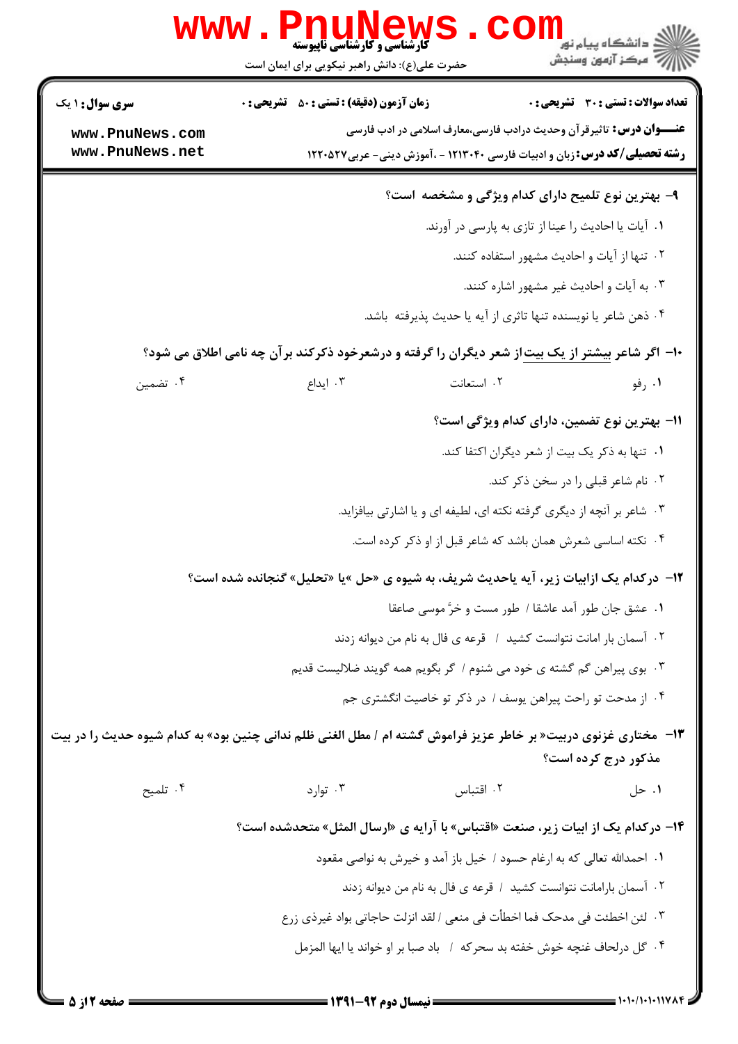**سری سوال:** ۱ یک　**زمان آزمون (دقیقه) : تستی :** ۵۰ **تشریحی :** ۰　**تعداد سوالات : تستی :** ۳۰ **تشریحی :** ۰

**عنـــوان درس:** تاثیرقرآن وحدیث درادب فارسی،معارف اسلامی در ادب فارسی

**رشته تحصیلی/کد درس:** زبان و ادبیات فارسی ۱۲۱۳۰۴۰ - ،آموزش دینی- عربی۱۲۲۰۵۲۷

**۹- بهترین نوع تلمیح دارای کدام ویژگی و مشخصه است؟**

۱. آیات یا احادیث را عینا از تازی به پارسی در آورند.

۲. تنها از آیات و احادیث مشهور استفاده کنند.

۳. به آیات و احادیث غیر مشهور اشاره کنند.

۴. ذهن شاعر یا نویسنده تنها تاثری از آیه یا حدیث پذیرفته باشد.

**۱۰- اگر شاعر بیشتر از یک بیت از شعر دیگران را گرفته و درشعرخود ذکرکند برآن چه نامی اطلاق می شود؟**

۱. رفو　　۲. استعانت　　۳. ایداع　　۴. تضمین

**۱۱- بهترین نوع تضمین، دارای کدام ویژگی است؟**

۱. تنها به ذکر یک بیت از شعر دیگران اکتفا کند.

۲. نام شاعر قبلی را در سخن ذکر کند.

۳. شاعر بر آنچه از دیگری گرفته نکته ای، لطیفه ای و یا اشارتی بیافزاید.

۴. نکته اساسی شعرش همان باشد که شاعر قبل از او ذکر کرده است.

**۱۲- درکدام یک ازابیات زیر، آیه یاحدیث شریف، به شیوه ی «حل »یا «تحلیل» گنجانده شده است؟**

۱. عشق جان طور آمد عاشقا / طور مست و خرَّ موسی صاعقا

۲. آسمان بار امانت نتوانست کشید / قرعه ی فال به نام من دیوانه زدند

۳. بوی پیراهن گم گشته ی خود می شنوم / گر بگویم همه گویند ضلالیست قدیم

۴. از مدحت تو راحت پیراهن یوسف / در ذکر تو خاصیت انگشتری جم

**۱۳- مختاری غزنوی دربیت« بر خاطر عزیز فراموش گشته ام / مطل الغنی ظلم ندانی چنین بود» به کدام شیوه حدیث را در بیت مذکور درج کرده است؟**

۱. حل　　۲. اقتباس　　۳. توارد　　۴. تلمیح

**۱۴- درکدام یک از ابیات زیر، صنعت «اقتباس» با آرایه ی «ارسال المثل» متحدشده است؟**

۱. احمدالله تعالی که به ارغام حسود / خیل باز آمد و خیرش به نواصی معقود

۲. آسمان بارامانت نتوانست کشید / قرعه ی فال به نام من دیوانه زدند

۳. لئن اخطئت فی مدحک فما اخطأت فی منعی / لقد انزلت حاجاتی بواد غیرذی زرع

۴. گل درلحاف غنچه خوش خفته بد سحرکه / باد صبا بر او خواند یا ایها المزمل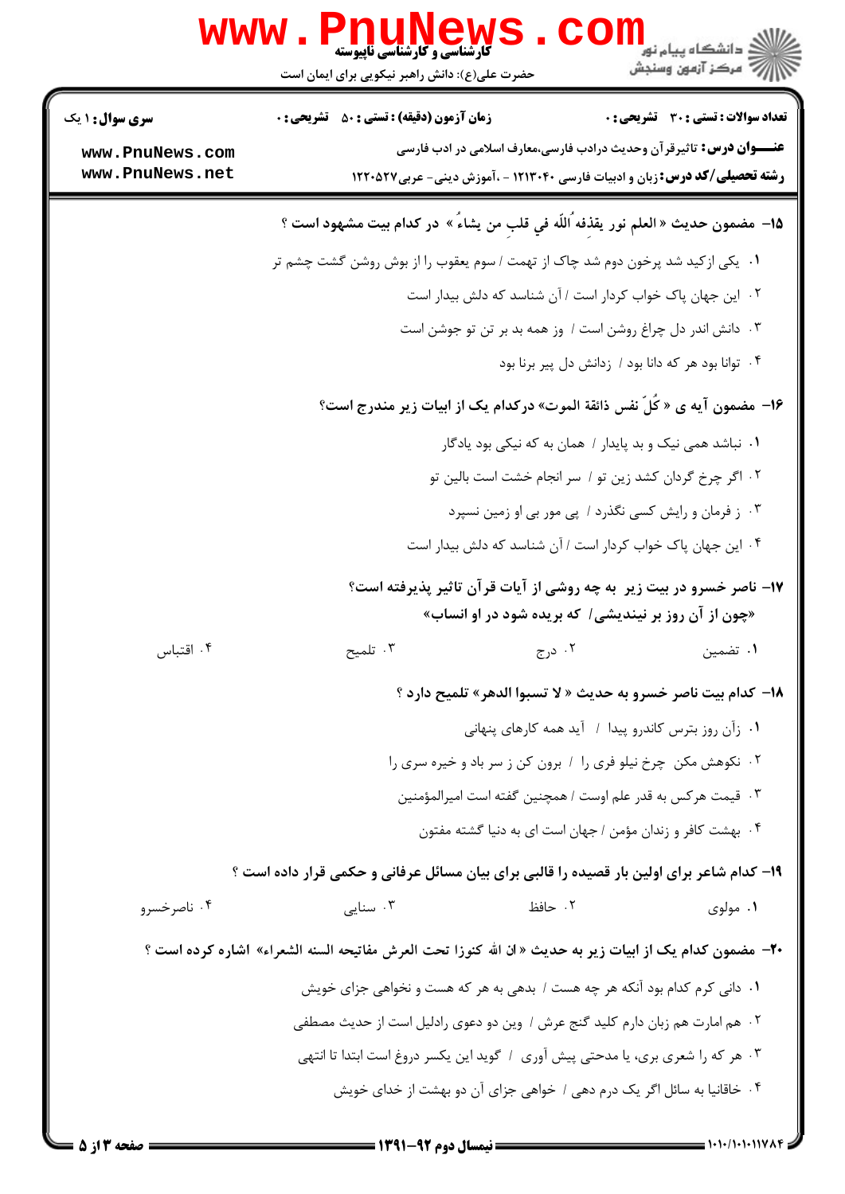۱۵- مضمون حدیث « العلم نور یقذفه ُاللّه في قلبِ من یشاءُ » در کدام بیت مشهود است ؟

۱. یکی ازکید شد پرخون دوم شد چاک از تهمت / سوم یعقوب را از بوش روشن گشت چشم تر

۲. این جهان پاک خواب کردار است / آن شناسد که دلش بیدار است

۳. دانش اندر دل چراغ روشن است / وز همه بد بر تن تو جوشن است

۴. توانا بود هر که دانا بود / زدانش دل پیر برنا بود

۱۶- مضمون آیه ی « کُلّ نفس ذائقة الموت» درکدام یک از ابیات زیر مندرج است؟

۱. نباشد همی نیک و بد پایدار / همان به که نیکی بود یادگار

۲. اگر چرخ گردان کشد زین تو / سر انجام خشت است بالین تو

۳. ز فرمان و رایش کسی نگذرد / پی مور بی او زمین نسپرد

۴. این جهان پاک خواب کردار است / آن شناسد که دلش بیدار است

۱۷- ناصر خسرو در بیت زیر به چه روشی از آیات قرآن تاثیر پذیرفته است؟

«چون از آن روز بر نیندیشی/ که بریده شود در او انساب»

۱. تضمین ۲. درج ۳. تلمیح ۴. اقتباس

۱۸- کدام بیت ناصر خسرو به حدیث « لا تسبوا الدهر» تلمیح دارد ؟

۱. زآن روز بترس کاندرو پیدا / آید همه کارهای پنهانی

۲. نکوهش مکن چرخ نیلو فری را / برون کن ز سر باد و خیره سری را

۳. قیمت هرکس به قدر علم اوست / همچنین گفته است امیرالمؤمنین

۴. بهشت کافر و زندان مؤمن / جهان است ای به دنیا گشته مفتون

۱۹- کدام شاعر برای اولین بار قصیده را قالبی برای بیان مسائل عرفانی و حکمی قرار داده است ؟

۱. مولوی ۲. حافظ ۳. سنایی ۴. ناصرخسرو

۲۰- مضمون کدام یک از ابیات زیر به حدیث « ان الله کنوزا تحت العرش مفاتیحه السنه الشعراء» اشاره کرده است ؟

۱. دانی کرم کدام بود آنکه هر چه هست / بدهی به هر که هست و نخواهی جزای خویش

۲. هم امارت هم زبان دارم کلید گنج عرش / وین دو دعوی رادلیل است از حدیث مصطفی

۳. هر که را شعری بری، یا مدحتی پیش آوری / گوید این یکسر دروغ است ابتدا تا انتهی

۴. خاقانیا به سائل اگر یک درم دهی / خواهی جزای آن دو بهشت از خدای خویش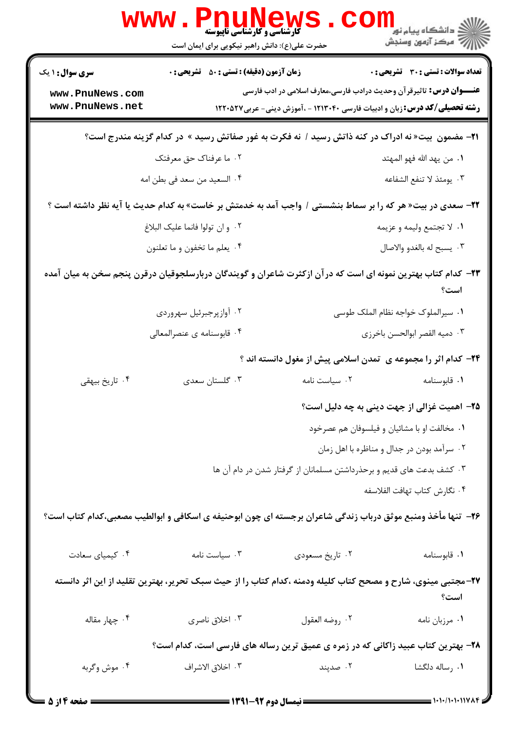**سری سوال:** ۱ یک | **زمان آزمون (دقیقه) : تستی :** ۵۰ **تشریحی :** ۰ | **تعداد سوالات : تستی :** ۳۰ **تشریحی :** ۰

**عنـــوان درس:** تاثیرقرآن وحدیث درادب فارسی،معارف اسلامی در ادب فارسی

**رشته تحصیلی/کد درس:** زبان و ادبیات فارسی ۱۲۱۳۰۴۰ - ،آموزش دینی- عربی۱۲۲۰۵۲۷

**۲۱-** مضمون بیت« نه ادراک در کنه ذاتش رسید / نه فکرت به غور صفاتش رسید » در کدام گزینه مندرج است؟

۱. من یهد الله فهو المهتد

۲. ما عرفناک حق معرفتک

۳. یومئذ لا تنفع الشفاعه

۴. السعید من سعد فی بطن امه

**۲۲-** سعدی در بیت« هر که را بر سماط بنشستی / واجب آمد به خدمتش بر خاست» به کدام حدیث یا آیه نظر داشته است ؟

۱. لا تجتمع ولیمه و عزیمه

۲. و ان تولوا فانما علیک البلاغ

۳. یسبح له بالغدو والاصال

۴. یعلم ما تخفون و ما تعلنون

**۲۳-** کدام کتاب بهترین نمونه ای است که درآن ازکثرت شاعران و گویندگان دربارسلجوقیان درقرن پنجم سخن به میان آمده است؟

۱. سیرالملوک خواجه نظام الملک طوسی

۲. آوازپرجبرئیل سهروردی

۳. دمیه القصر ابوالحسن باخرزی

۴. قابوسنامه ی عنصرالمعالی

**۲۴-** کدام اثر را مجموعه ی تمدن اسلامی پیش از مغول دانسته اند ؟

۱. قابوسنامه

۲. سیاست نامه

۳. گلستان سعدی

۴. تاریخ بیهقی

**۲۵-** اهمیت غزالی از جهت دینی به چه دلیل است؟

۱. مخالفت او با مشائیان و فیلسوفان هم عصرخود

۲. سرآمد بودن در جدال و مناظره با اهل زمان

۳. کشف بدعت های قدیم و برحذرداشتن مسلمانان از گرفتار شدن در دام آن ها

۴. نگارش کتاب تهافت الفلاسفه

**۲۶-** تنها مأخذ ومنبع موثق درباب زندگی شاعران برجسته ای چون ابوحنیفه ی اسکافی و ابوالطیب مصعبی،کدام کتاب است؟

۱. قابوسنامه

۲. تاریخ مسعودی

۳. سیاست نامه

۴. کیمیای سعادت

**۲۷-** مجتبی مینوی، شارح و مصحح کتاب کلیله ودمنه ،کدام کتاب را از حیث سبک تحریر، بهترین تقلید از این اثر دانسته است؟

۱. مرزبان نامه

۲. روضه العقول

۳. اخلاق ناصری

۴. چهار مقاله

**۲۸-** بهترین کتاب عبید زاکانی که در زمره ی عمیق ترین رساله های فارسی است، کدام است؟

۱. رساله دلگشا

۲. صدپند

۳. اخلاق الاشراف

۴. موش وگربه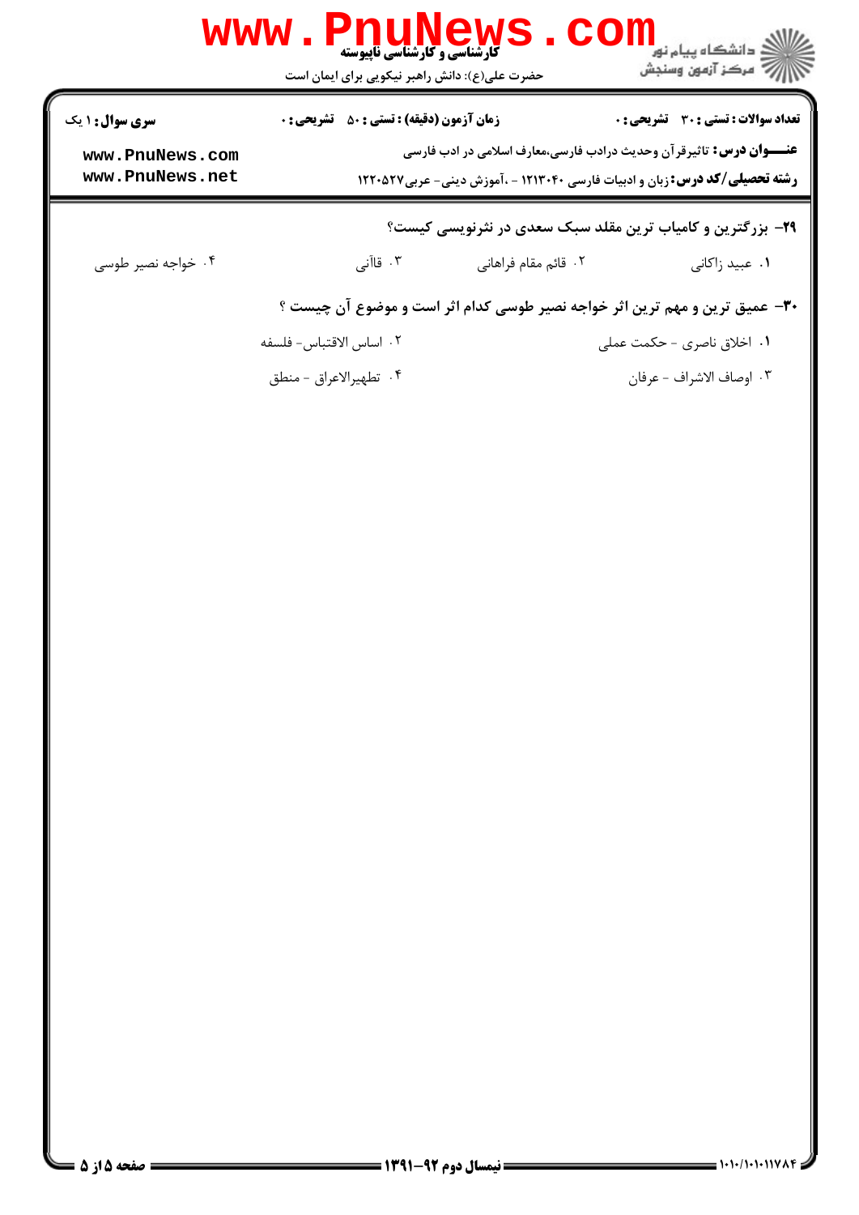**۲۹- بزرگترین و کامیاب ترین مقلد سبک سعدی در نثرنویسی کیست؟**

۱. عبید زاکانی
۲. قائم مقام فراهانی
۳. قاآنی
۴. خواجه نصیر طوسی

**۳۰- عمیق ترین و مهم ترین اثر خواجه نصیر طوسی کدام اثر است و موضوع آن چیست ؟**

۱. اخلاق ناصری - حکمت عملی
۲. اساس الاقتباس- فلسفه
۳. اوصاف الاشراف - عرفان
۴. تطهیرالاعراق - منطق